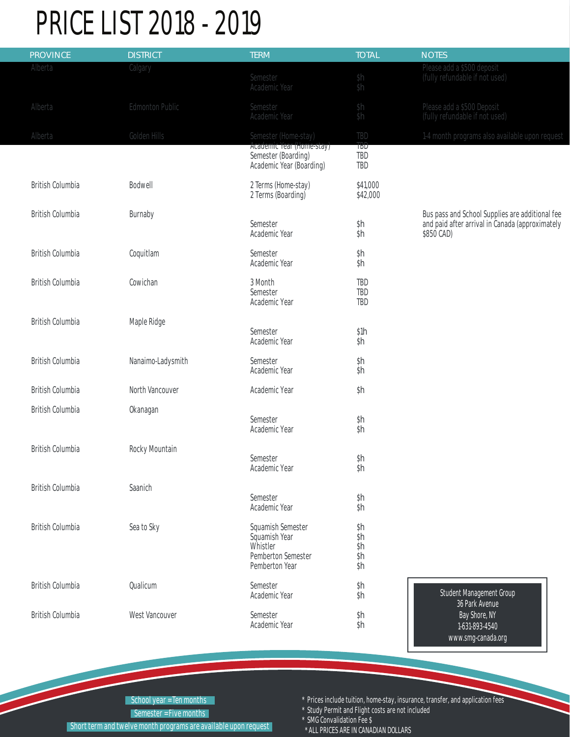# PRICE LIST 2018 - 2019

| PROVINCE | DISTRICT | TERM | TOTAL | NOTES |
| --- | --- | --- | --- | --- |
| Alberta | Calgary | Semester<br>Academic Year | $h<br>$h | Please add a $500 deposit (fully refundable if not used) |
| Alberta | Edmonton Public | Semester<br>Academic Year | $h<br>$h | Please add a $500 Deposit (fully refundable if not used) |
| Alberta | Golden Hills | Semester (Home-stay)<br>Academic Year (Home-stay)<br>Semester (Boarding)<br>Academic Year (Boarding) | TBD<br>TBD<br>TBD<br>TBD | 1-4 month programs also available upon request |
| British Columbia | Bodwell | 2 Terms (Home-stay)<br>2 Terms (Boarding) | $41,000<br>$42,000 | |
| British Columbia | Burnaby | Semester<br>Academic Year | $h<br>$h | Bus pass and School Supplies are additional fee and paid after arrival in Canada (approximately $850 CAD) |
| British Columbia | Coquitlam | Semester<br>Academic Year | $h<br>$h | |
| British Columbia | Cowichan | 3 Month<br>Semester<br>Academic Year | TBD<br>TBD<br>TBD | |
| British Columbia | Maple Ridge | Semester<br>Academic Year | $1h<br>$h | |
| British Columbia | Nanaimo-Ladysmith | Semester<br>Academic Year | $h<br>$h | |
| British Columbia | North Vancouver | Academic Year | $h | |
| British Columbia | Okanagan | Semester<br>Academic Year | $h<br>$h | |
| British Columbia | Rocky Mountain | Semester<br>Academic Year | $h<br>$h | |
| British Columbia | Saanich | Semester<br>Academic Year | $h<br>$h | |
| British Columbia | Sea to Sky | Squamish Semester<br>Squamish Year<br>Whistler<br>Pemberton Semester<br>Pemberton Year | $h<br>$h<br>$h<br>$h<br>$h | |
| British Columbia | Qualicum | Semester<br>Academic Year | $h<br>$h | |
| British Columbia | West Vancouver | Semester<br>Academic Year | $h<br>$h | |

Student Management Group
36 Park Avenue
Bay Shore, NY
1-631-893-4540
www.smg-canada.org

School year = Ten months
Semester = Five months
Short term and twelve month programs are available upon request

* Prices include tuition, home-stay, insurance, transfer, and application fees
* Study Permit and Flight costs are not included
* SMG Convalidation Fee $
* ALL PRICES ARE IN CANADIAN DOLLARS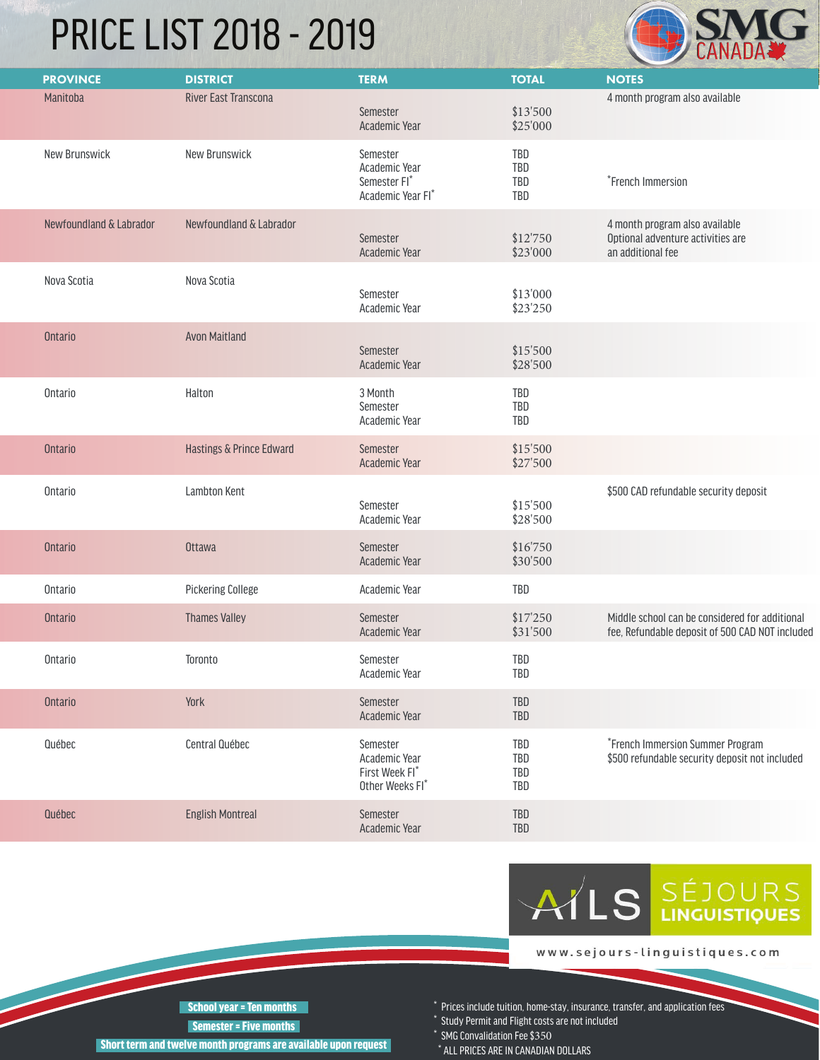# PRICE LIST 2018 - 2019

SMG CANADA

| PROVINCE | DISTRICT | TERM | TOTAL | NOTES |
|---|---|---|---|---|
| Manitoba | River East Transcona | Semester<br>Academic Year | $13'500<br>$25'000 | 4 month program also available |
| New Brunswick | New Brunswick | Semester<br>Academic Year<br>Semester FI*<br>Academic Year FI* | TBD<br>TBD<br>TBD<br>TBD | *French Immersion |
| Newfoundland & Labrador | Newfoundland & Labrador | Semester<br>Academic Year | $12'750<br>$23'000 | 4 month program also available<br>Optional adventure activities are an additional fee |
| Nova Scotia | Nova Scotia | Semester<br>Academic Year | $13'000<br>$23'250 | |
| Ontario | Avon Maitland | Semester<br>Academic Year | $15'500<br>$28'500 | |
| Ontario | Halton | 3 Month<br>Semester<br>Academic Year | TBD<br>TBD<br>TBD | |
| Ontario | Hastings & Prince Edward | Semester<br>Academic Year | $15'500<br>$27'500 | |
| Ontario | Lambton Kent | Semester<br>Academic Year | $15'500<br>$28'500 | $500 CAD refundable security deposit |
| Ontario | Ottawa | Semester<br>Academic Year | $16'750<br>$30'500 | |
| Ontario | Pickering College | Academic Year | TBD | |
| Ontario | Thames Valley | Semester<br>Academic Year | $17'250<br>$31'500 | Middle school can be considered for additional fee, Refundable deposit of 500 CAD NOT included |
| Ontario | Toronto | Semester<br>Academic Year | TBD<br>TBD | |
| Ontario | York | Semester<br>Academic Year | TBD<br>TBD | |
| Québec | Central Québec | Semester<br>Academic Year<br>First Week FI*<br>Other Weeks FI* | TBD<br>TBD<br>TBD<br>TBD | *French Immersion Summer Program<br>$500 refundable security deposit not included |
| Québec | English Montreal | Semester<br>Academic Year | TBD<br>TBD | |

AILS SÉJOURS LINGUISTIQUES

www.sejours-linguistiques.com

**School year = Ten months**

**Semester = Five months**

**Short term and twelve month programs are available upon request**

* Prices include tuition, home-stay, insurance, transfer, and application fees
* Study Permit and Flight costs are not included
* SMG Convalidation Fee $350
* ALL PRICES ARE IN CANADIAN DOLLARS